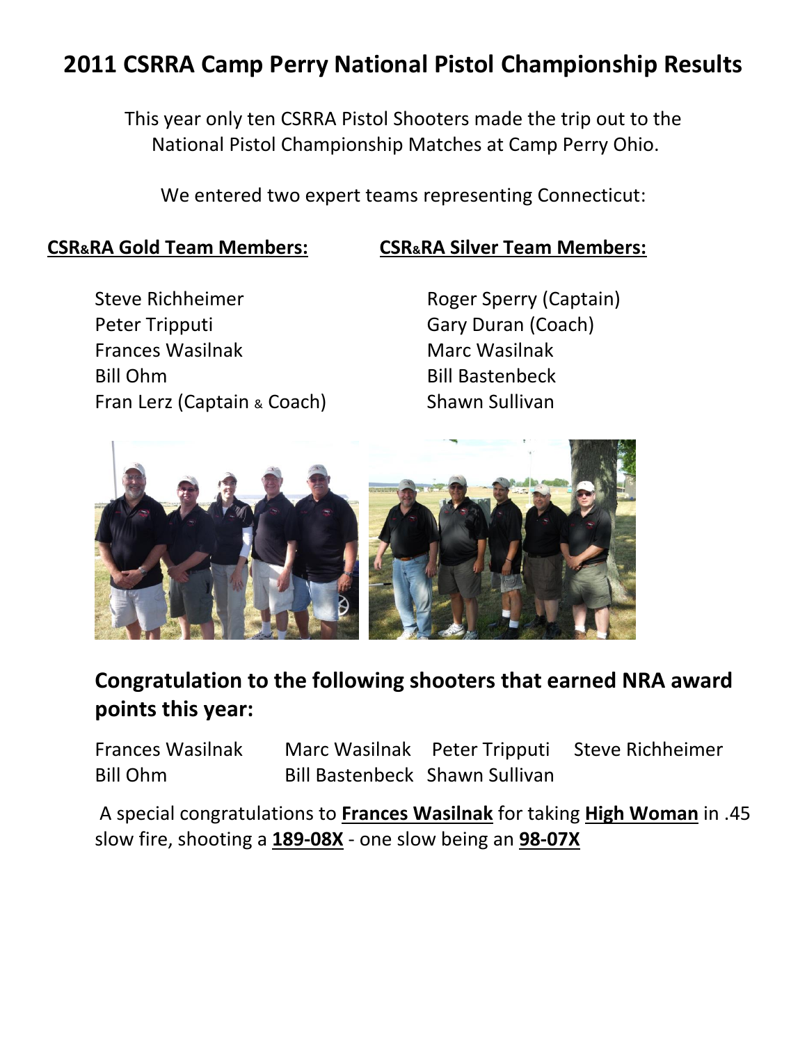# 2011 CSRRA Camp Perry National Pistol Championship Results

This year only ten CSRRA Pistol Shooters made the trip out to the National Pistol Championship Matches at Camp Perry Ohio.

We entered two expert teams representing Connecticut:

**CSR&RA Gold Team Members:**

- Steve Richheimer
- Peter Tripputi
- Frances Wasilnak
- Bill Ohm
- Fran Lerz (Captain & Coach)

**CSR&RA Silver Team Members:**

- Roger Sperry (Captain)
- Gary Duran (Coach)
- Marc Wasilnak
- Bill Bastenbeck
- Shawn Sullivan

## Congratulation to the following shooters that earned NRA award points this year:

Frances Wasilnak, Marc Wasilnak, Peter Tripputi, Steve Richheimer, Bill Ohm, Bill Bastenbeck, Shawn Sullivan

A special congratulations to **Frances Wasilnak** for taking **High Woman** in .45 slow fire, shooting a **189-08X** - one slow being an **98-07X**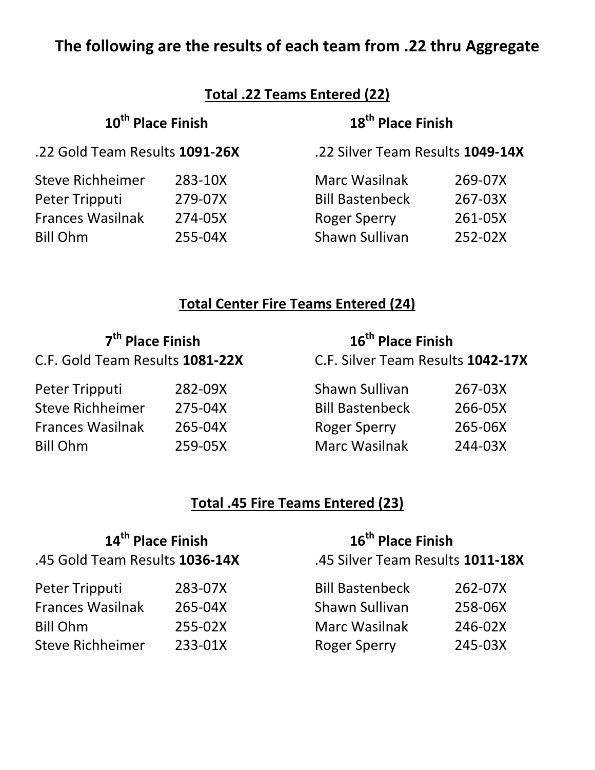# The following are the results of each team from .22 thru Aggregate

## Total .22 Teams Entered (22)

### 10th Place Finish

.22 Gold Team Results **1091-26X**

| | |
|---|---|
| Steve Richheimer | 283-10X |
| Peter Tripputi | 279-07X |
| Frances Wasilnak | 274-05X |
| Bill Ohm | 255-04X |

### 18th Place Finish

.22 Silver Team Results **1049-14X**

| | |
|---|---|
| Marc Wasilnak | 269-07X |
| Bill Bastenbeck | 267-03X |
| Roger Sperry | 261-05X |
| Shawn Sullivan | 252-02X |

## Total Center Fire Teams Entered (24)

### 7th Place Finish

C.F. Gold Team Results **1081-22X**

| | |
|---|---|
| Peter Tripputi | 282-09X |
| Steve Richheimer | 275-04X |
| Frances Wasilnak | 265-04X |
| Bill Ohm | 259-05X |

### 16th Place Finish

C.F. Silver Team Results **1042-17X**

| | |
|---|---|
| Shawn Sullivan | 267-03X |
| Bill Bastenbeck | 266-05X |
| Roger Sperry | 265-06X |
| Marc Wasilnak | 244-03X |

## Total .45 Fire Teams Entered (23)

### 14th Place Finish

.45 Gold Team Results **1036-14X**

| | |
|---|---|
| Peter Tripputi | 283-07X |
| Frances Wasilnak | 265-04X |
| Bill Ohm | 255-02X |
| Steve Richheimer | 233-01X |

### 16th Place Finish

.45 Silver Team Results **1011-18X**

| | |
|---|---|
| Bill Bastenbeck | 262-07X |
| Shawn Sullivan | 258-06X |
| Marc Wasilnak | 246-02X |
| Roger Sperry | 245-03X |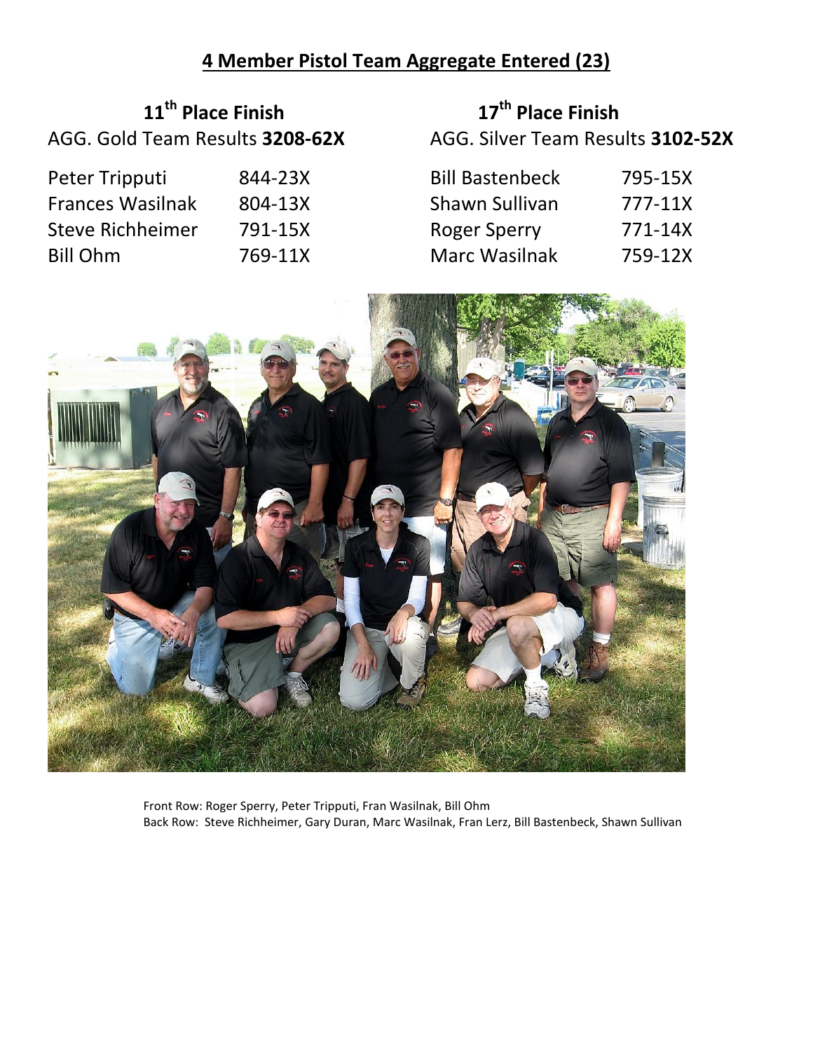## 4 Member Pistol Team Aggregate Entered (23)

### 11th Place Finish

AGG. Gold Team Results **3208-62X**

| | |
|---|---|
| Peter Tripputi | 844-23X |
| Frances Wasilnak | 804-13X |
| Steve Richheimer | 791-15X |
| Bill Ohm | 769-11X |

### 17th Place Finish

AGG. Silver Team Results **3102-52X**

| | |
|---|---|
| Bill Bastenbeck | 795-15X |
| Shawn Sullivan | 777-11X |
| Roger Sperry | 771-14X |
| Marc Wasilnak | 759-12X |

Front Row: Roger Sperry, Peter Tripputi, Fran Wasilnak, Bill Ohm
Back Row: Steve Richheimer, Gary Duran, Marc Wasilnak, Fran Lerz, Bill Bastenbeck, Shawn Sullivan